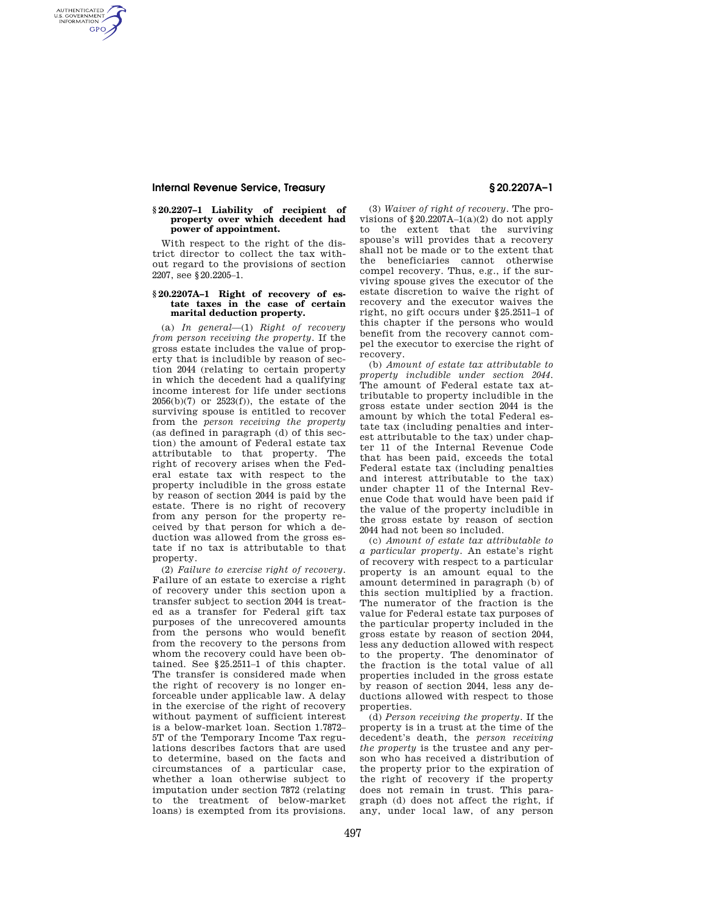## § 20.2207–1 Liability of recipient of property over which decedent had power of appointment.

With respect to the right of the district director to collect the tax without regard to the provisions of section 2207, see § 20.2205–1.

## § 20.2207A–1 Right of recovery of estate taxes in the case of certain marital deduction property.

(a) *In general*—(1) *Right of recovery from person receiving the property.* If the gross estate includes the value of property that is includible by reason of section 2044 (relating to certain property in which the decedent had a qualifying income interest for life under sections 2056(b)(7) or 2523(f)), the estate of the surviving spouse is entitled to recover from the *person receiving the property* (as defined in paragraph (d) of this section) the amount of Federal estate tax attributable to that property. The right of recovery arises when the Federal estate tax with respect to the property includible in the gross estate by reason of section 2044 is paid by the estate. There is no right of recovery from any person for the property received by that person for which a deduction was allowed from the gross estate if no tax is attributable to that property.

(2) *Failure to exercise right of recovery.* Failure of an estate to exercise a right of recovery under this section upon a transfer subject to section 2044 is treated as a transfer for Federal gift tax purposes of the unrecovered amounts from the persons who would benefit from the recovery to the persons from whom the recovery could have been obtained. See § 25.2511–1 of this chapter. The transfer is considered made when the right of recovery is no longer enforceable under applicable law. A delay in the exercise of the right of recovery without payment of sufficient interest is a below-market loan. Section 1.7872–5T of the Temporary Income Tax regulations describes factors that are used to determine, based on the facts and circumstances of a particular case, whether a loan otherwise subject to imputation under section 7872 (relating to the treatment of below-market loans) is exempted from its provisions.

(3) *Waiver of right of recovery.* The provisions of § 20.2207A–1(a)(2) do not apply to the extent that the surviving spouse's will provides that a recovery shall not be made or to the extent that the beneficiaries cannot otherwise compel recovery. Thus, e.g., if the surviving spouse gives the executor of the estate discretion to waive the right of recovery and the executor waives the right, no gift occurs under § 25.2511–1 of this chapter if the persons who would benefit from the recovery cannot compel the executor to exercise the right of recovery.

(b) *Amount of estate tax attributable to property includible under section 2044.* The amount of Federal estate tax attributable to property includible in the gross estate under section 2044 is the amount by which the total Federal estate tax (including penalties and interest attributable to the tax) under chapter 11 of the Internal Revenue Code that has been paid, exceeds the total Federal estate tax (including penalties and interest attributable to the tax) under chapter 11 of the Internal Revenue Code that would have been paid if the value of the property includible in the gross estate by reason of section 2044 had not been so included.

(c) *Amount of estate tax attributable to a particular property.* An estate's right of recovery with respect to a particular property is an amount equal to the amount determined in paragraph (b) of this section multiplied by a fraction. The numerator of the fraction is the value for Federal estate tax purposes of the particular property included in the gross estate by reason of section 2044, less any deduction allowed with respect to the property. The denominator of the fraction is the total value of all properties included in the gross estate by reason of section 2044, less any deductions allowed with respect to those properties.

(d) *Person receiving the property.* If the property is in a trust at the time of the decedent's death, the *person receiving the property* is the trustee and any person who has received a distribution of the property prior to the expiration of the right of recovery if the property does not remain in trust. This paragraph (d) does not affect the right, if any, under local law, of any person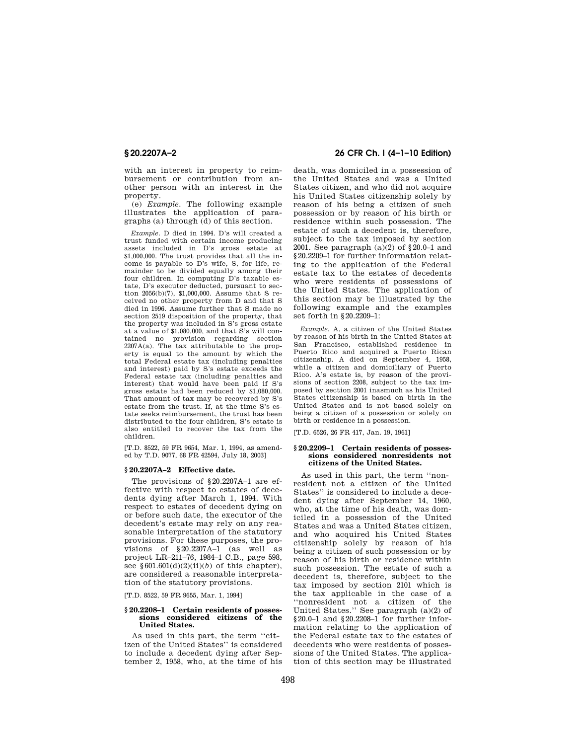with an interest in property to reimbursement or contribution from another person with an interest in the property.

(e) *Example.* The following example illustrates the application of paragraphs (a) through (d) of this section.

*Example.* D died in 1994. D's will created a trust funded with certain income producing assets included in D's gross estate at $1,000,000. The trust provides that all the income is payable to D's wife, S, for life, remainder to be divided equally among their four children. In computing D's taxable estate, D's executor deducted, pursuant to section 2056(b)(7), $1,000,000. Assume that S received no other property from D and that S died in 1996. Assume further that S made no section 2519 disposition of the property, that the property was included in S's gross estate at a value of $1,080,000, and that S's will contained no provision regarding section 2207A(a). The tax attributable to the property is equal to the amount by which the total Federal estate tax (including penalties and interest) paid by S's estate exceeds the Federal estate tax (including penalties and interest) that would have been paid if S's gross estate had been reduced by $1,080,000. That amount of tax may be recovered by S's estate from the trust. If, at the time S's estate seeks reimbursement, the trust has been distributed to the four children, S's estate is also entitled to recover the tax from the children.

[T.D. 8522, 59 FR 9654, Mar. 1, 1994, as amended by T.D. 9077, 68 FR 42594, July 18, 2003]

## § 20.2207A–2 Effective date.

The provisions of § 20.2207A–1 are effective with respect to estates of decedents dying after March 1, 1994. With respect to estates of decedent dying on or before such date, the executor of the decedent's estate may rely on any reasonable interpretation of the statutory provisions. For these purposes, the provisions of § 20.2207A–1 (as well as project LR–211–76, 1984–1 C.B., page 598, see § 601.601(d)(2)(ii)(*b*) of this chapter), are considered a reasonable interpretation of the statutory provisions.

[T.D. 8522, 59 FR 9655, Mar. 1, 1994]

## § 20.2208–1 Certain residents of possessions considered citizens of the United States.

As used in this part, the term ''citizen of the United States'' is considered to include a decedent dying after September 2, 1958, who, at the time of his death, was domiciled in a possession of the United States and was a United States citizen, and who did not acquire his United States citizenship solely by reason of his being a citizen of such possession or by reason of his birth or residence within such possession. The estate of such a decedent is, therefore, subject to the tax imposed by section 2001. See paragraph (a)(2) of § 20.0–1 and § 20.2209–1 for further information relating to the application of the Federal estate tax to the estates of decedents who were residents of possessions of the United States. The application of this section may be illustrated by the following example and the examples set forth in § 20.2209–1:

*Example.* A, a citizen of the United States by reason of his birth in the United States at San Francisco, established residence in Puerto Rico and acquired a Puerto Rican citizenship. A died on September 4, 1958, while a citizen and domiciliary of Puerto Rico. A's estate is, by reason of the provisions of section 2208, subject to the tax imposed by section 2001 inasmuch as his United States citizenship is based on birth in the United States and is not based solely on being a citizen of a possession or solely on birth or residence in a possession.

[T.D. 6526, 26 FR 417, Jan. 19, 1961]

## § 20.2209–1 Certain residents of possessions considered nonresidents not citizens of the United States.

As used in this part, the term ''nonresident not a citizen of the United States'' is considered to include a decedent dying after September 14, 1960, who, at the time of his death, was domiciled in a possession of the United States and was a United States citizen, and who acquired his United States citizenship solely by reason of his being a citizen of such possession or by reason of his birth or residence within such possession. The estate of such a decedent is, therefore, subject to the tax imposed by section 2101 which is the tax applicable in the case of a ''nonresident not a citizen of the United States.'' See paragraph (a)(2) of § 20.0–1 and § 20.2208–1 for further information relating to the application of the Federal estate tax to the estates of decedents who were residents of possessions of the United States. The application of this section may be illustrated